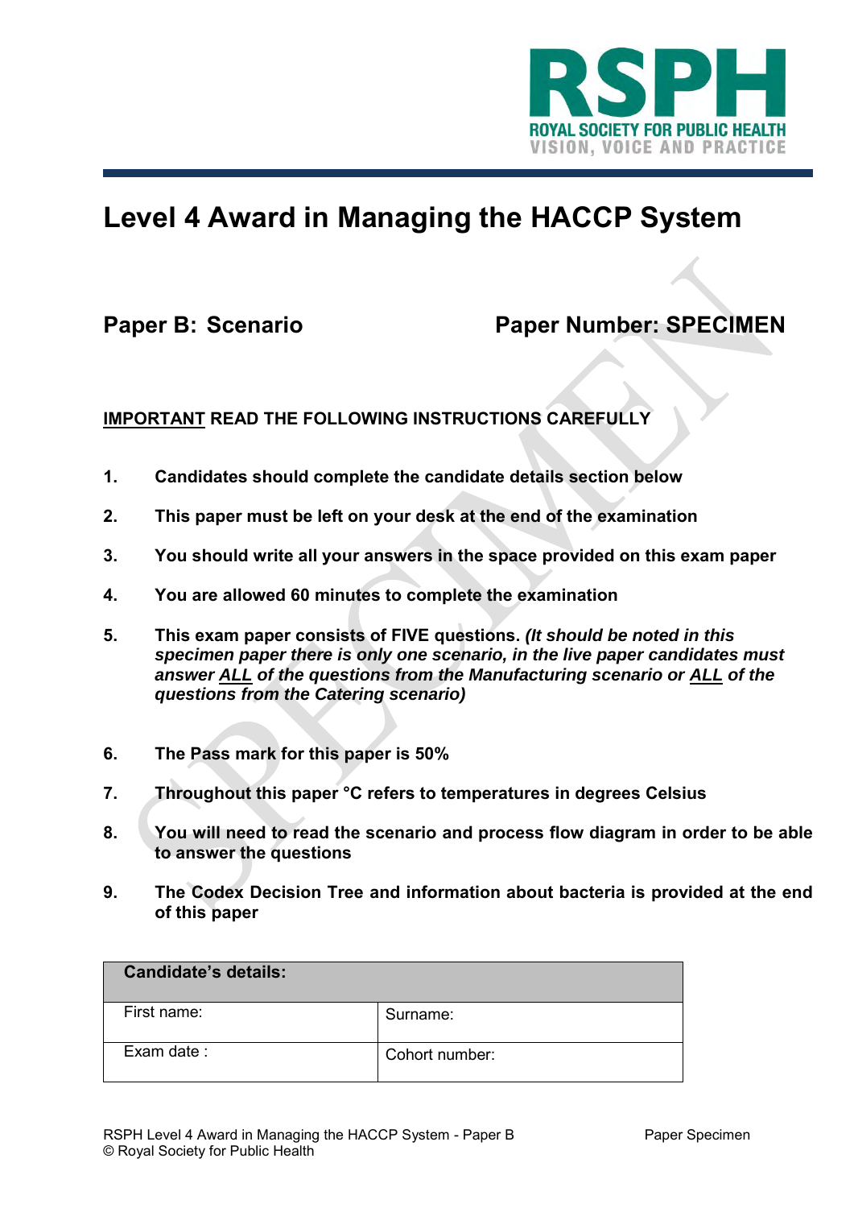**RSPH**
ROYAL SOCIETY FOR PUBLIC HEALTH
VISION, VOICE AND PRACTICE

# Level 4 Award in Managing the HACCP System

## Paper B: Scenario

## Paper Number: SPECIMEN

**<u>IMPORTANT</u> READ THE FOLLOWING INSTRUCTIONS CAREFULLY**

1. **Candidates should complete the candidate details section below**
2. **This paper must be left on your desk at the end of the examination**
3. **You should write all your answers in the space provided on this exam paper**
4. **You are allowed 60 minutes to complete the examination**
5. **This exam paper consists of FIVE questions.** ***(It should be noted in this specimen paper there is only one scenario, in the live paper candidates must answer <u>ALL</u> of the questions from the Manufacturing scenario or <u>ALL</u> of the questions from the Catering scenario)***
6. **The Pass mark for this paper is 50%**
7. **Throughout this paper °C refers to temperatures in degrees Celsius**
8. **You will need to read the scenario and process flow diagram in order to be able to answer the questions**
9. **The Codex Decision Tree and information about bacteria is provided at the end of this paper**

| **Candidate's details:** | |
|---|---|
| First name: | Surname: |
| Exam date : | Cohort number: |

RSPH Level 4 Award in Managing the HACCP System - Paper B
© Royal Society for Public Health
Paper Specimen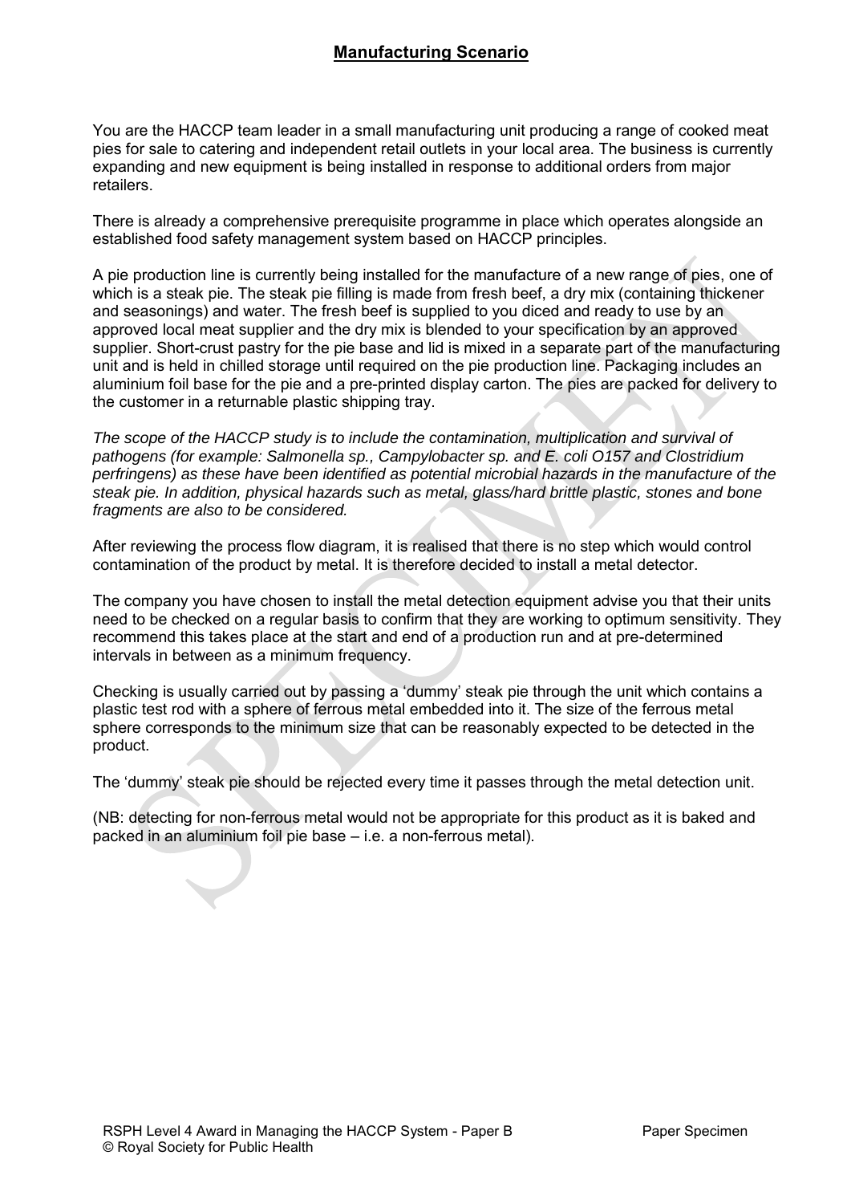## Manufacturing Scenario

You are the HACCP team leader in a small manufacturing unit producing a range of cooked meat pies for sale to catering and independent retail outlets in your local area. The business is currently expanding and new equipment is being installed in response to additional orders from major retailers.

There is already a comprehensive prerequisite programme in place which operates alongside an established food safety management system based on HACCP principles.

A pie production line is currently being installed for the manufacture of a new range of pies, one of which is a steak pie. The steak pie filling is made from fresh beef, a dry mix (containing thickener and seasonings) and water. The fresh beef is supplied to you diced and ready to use by an approved local meat supplier and the dry mix is blended to your specification by an approved supplier. Short-crust pastry for the pie base and lid is mixed in a separate part of the manufacturing unit and is held in chilled storage until required on the pie production line. Packaging includes an aluminium foil base for the pie and a pre-printed display carton. The pies are packed for delivery to the customer in a returnable plastic shipping tray.

*The scope of the HACCP study is to include the contamination, multiplication and survival of pathogens (for example: Salmonella sp., Campylobacter sp. and E. coli O157 and Clostridium perfringens) as these have been identified as potential microbial hazards in the manufacture of the steak pie. In addition, physical hazards such as metal, glass/hard brittle plastic, stones and bone fragments are also to be considered.*

After reviewing the process flow diagram, it is realised that there is no step which would control contamination of the product by metal. It is therefore decided to install a metal detector.

The company you have chosen to install the metal detection equipment advise you that their units need to be checked on a regular basis to confirm that they are working to optimum sensitivity. They recommend this takes place at the start and end of a production run and at pre-determined intervals in between as a minimum frequency.

Checking is usually carried out by passing a 'dummy' steak pie through the unit which contains a plastic test rod with a sphere of ferrous metal embedded into it. The size of the ferrous metal sphere corresponds to the minimum size that can be reasonably expected to be detected in the product.

The 'dummy' steak pie should be rejected every time it passes through the metal detection unit.

(NB: detecting for non-ferrous metal would not be appropriate for this product as it is baked and packed in an aluminium foil pie base – i.e. a non-ferrous metal).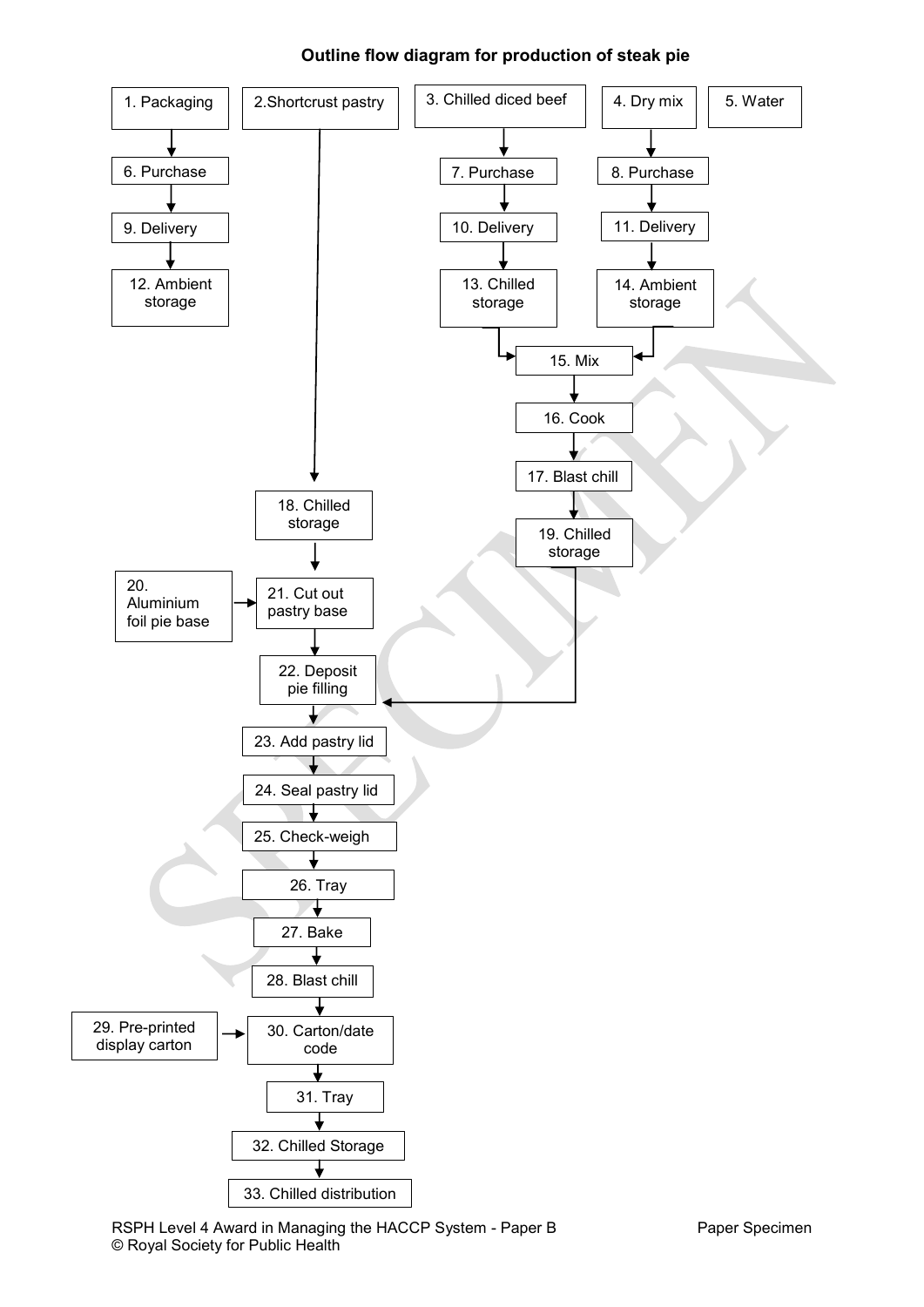**Outline flow diagram for production of steak pie**

1. Packaging
2. Shortcrust pastry
3. Chilled diced beef
4. Dry mix
5. Water
6. Purchase
7. Purchase
8. Purchase
9. Delivery
10. Delivery
11. Delivery
12. Ambient storage
13. Chilled storage
14. Ambient storage
15. Mix
16. Cook
17. Blast chill
18. Chilled storage
19. Chilled storage
20. Aluminium foil pie base
21. Cut out pastry base
22. Deposit pie filling
23. Add pastry lid
24. Seal pastry lid
25. Check-weigh
26. Tray
27. Bake
28. Blast chill
29. Pre-printed display carton
30. Carton/date code
31. Tray
32. Chilled Storage
33. Chilled distribution

Flow:

- 1. Packaging → 6. Purchase → 9. Delivery → 12. Ambient storage
- 2. Shortcrust pastry → 18. Chilled storage → 21. Cut out pastry base
- 3. Chilled diced beef → 7. Purchase → 10. Delivery → 13. Chilled storage → 15. Mix
- 4. Dry mix → 8. Purchase → 11. Delivery → 14. Ambient storage → 15. Mix
- 5. Water
- 15. Mix → 16. Cook → 17. Blast chill → 19. Chilled storage → 22. Deposit pie filling
- 20. Aluminium foil pie base → 21. Cut out pastry base
- 21. Cut out pastry base → 22. Deposit pie filling → 23. Add pastry lid → 24. Seal pastry lid → 25. Check-weigh → 26. Tray → 27. Bake → 28. Blast chill → 30. Carton/date code
- 29. Pre-printed display carton → 30. Carton/date code
- 30. Carton/date code → 31. Tray → 32. Chilled Storage → 33. Chilled distribution

RSPH Level 4 Award in Managing the HACCP System - Paper B — Paper Specimen
© Royal Society for Public Health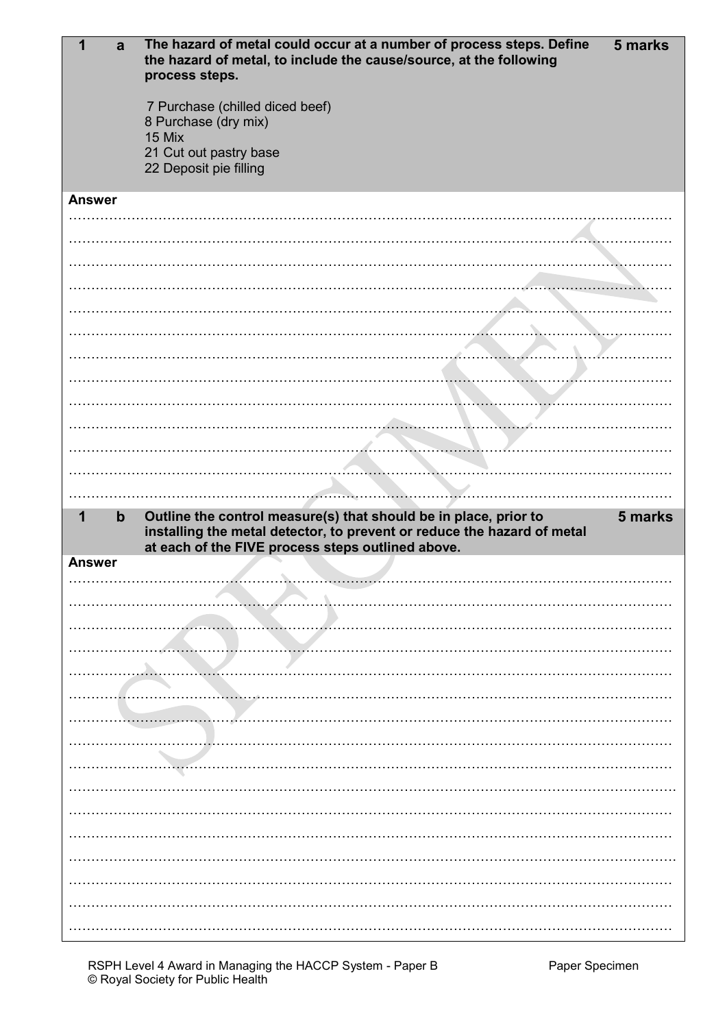**1 a** The hazard of metal could occur at a number of process steps. Define the hazard of metal, to include the cause/source, at the following process steps. **5 marks**

7 Purchase (chilled diced beef)
8 Purchase (dry mix)
15 Mix
21 Cut out pastry base
22 Deposit pie filling

**Answer**

**1 b** Outline the control measure(s) that should be in place, prior to installing the metal detector, to prevent or reduce the hazard of metal at each of the FIVE process steps outlined above. **5 marks**

**Answer**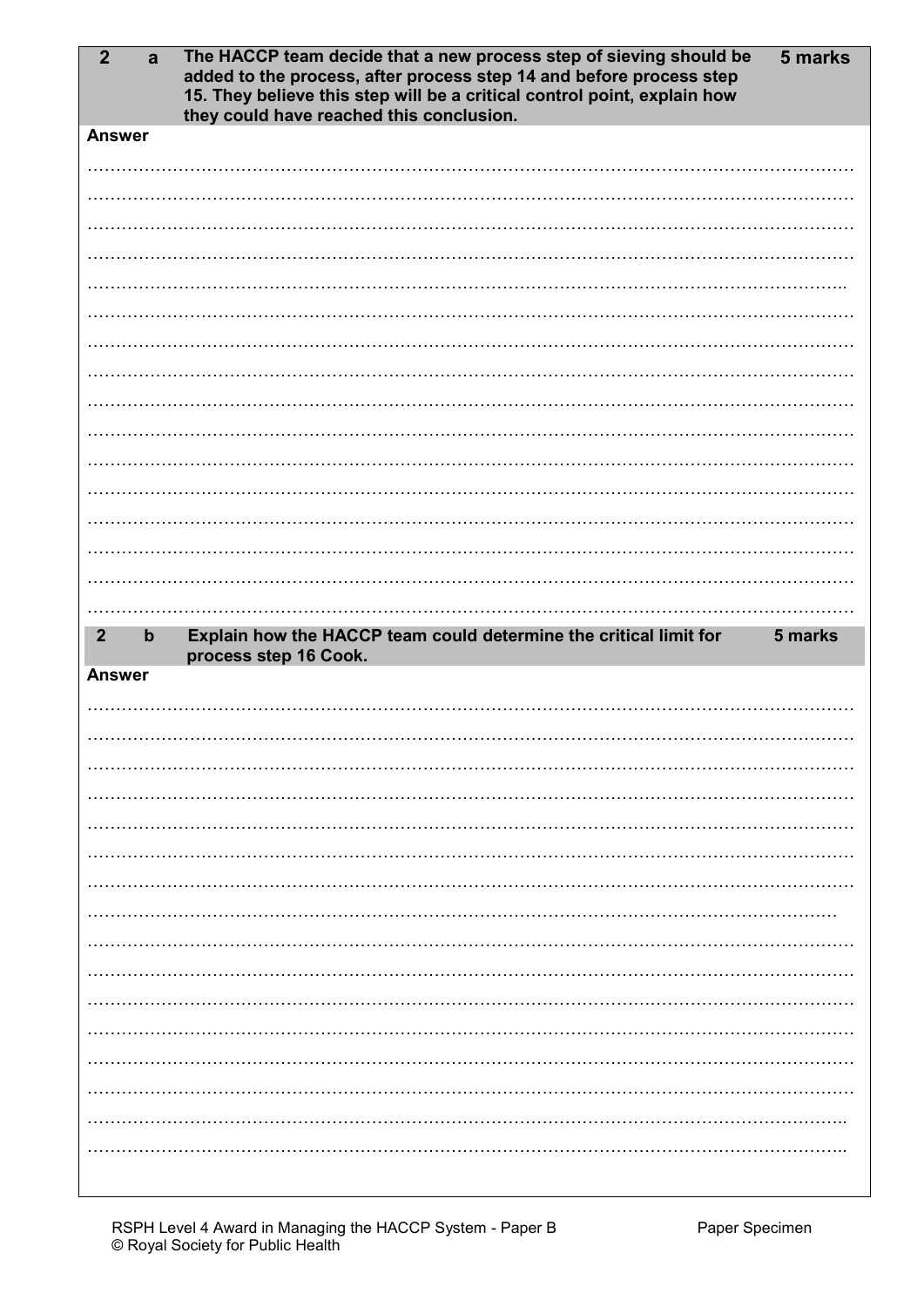| 2 | a | The HACCP team decide that a new process step of sieving should be added to the process, after process step 14 and before process step 15. They believe this step will be a critical control point, explain how they could have reached this conclusion. | 5 marks |
|---|---|---|---|

**Answer**

……………………………………………………………………………………………………………………

……………………………………………………………………………………………………………………

……………………………………………………………………………………………………………………

……………………………………………………………………………………………………………………

……………………………………………………………………………………………………………………

……………………………………………………………………………………………………………………

……………………………………………………………………………………………………………………

……………………………………………………………………………………………………………………

……………………………………………………………………………………………………………………

……………………………………………………………………………………………………………………

……………………………………………………………………………………………………………………

……………………………………………………………………………………………………………………

……………………………………………………………………………………………………………………

……………………………………………………………………………………………………………………

……………………………………………………………………………………………………………………

……………………………………………………………………………………………………………………

| 2 | b | Explain how the HACCP team could determine the critical limit for process step 16 Cook. | 5 marks |
|---|---|---|---|

**Answer**

……………………………………………………………………………………………………………………

……………………………………………………………………………………………………………………

……………………………………………………………………………………………………………………

……………………………………………………………………………………………………………………

……………………………………………………………………………………………………………………

……………………………………………………………………………………………………………………

……………………………………………………………………………………………………………………

……………………………………………………………………………………………………………………

……………………………………………………………………………………………………………………

……………………………………………………………………………………………………………………

……………………………………………………………………………………………………………………

……………………………………………………………………………………………………………………

……………………………………………………………………………………………………………………

……………………………………………………………………………………………………………………

……………………………………………………………………………………………………………………

……………………………………………………………………………………………………………………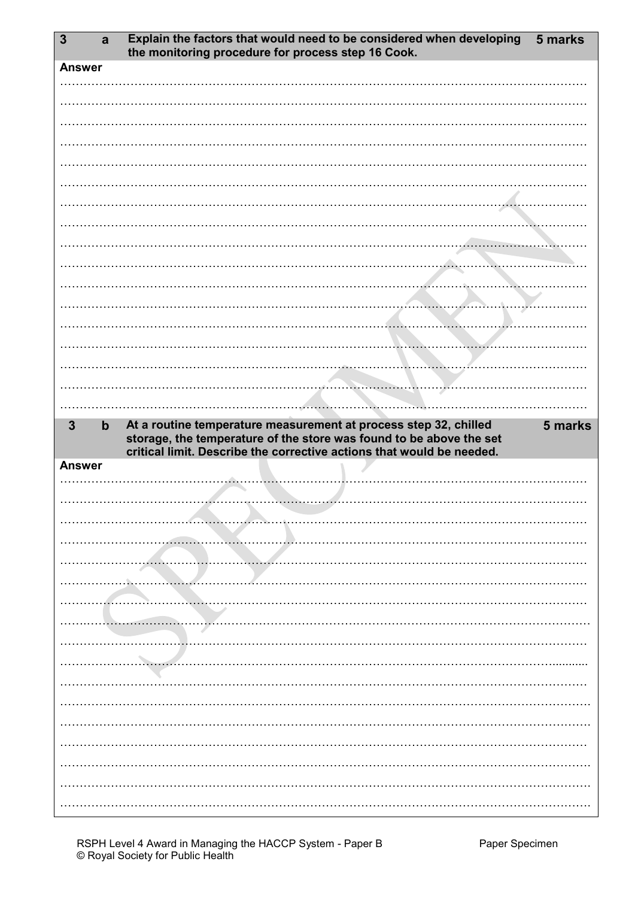| 3 | a | Explain the factors that would need to be considered when developing the monitoring procedure for process step 16 Cook. | 5 marks |
|---|---|---|---|

**Answer**

…………………………………………………………………………………………………………………

| 3 | b | At a routine temperature measurement at process step 32, chilled storage, the temperature of the store was found to be above the set critical limit. Describe the corrective actions that would be needed. | 5 marks |
|---|---|---|---|

**Answer**

…………………………………………………………………………………………………………………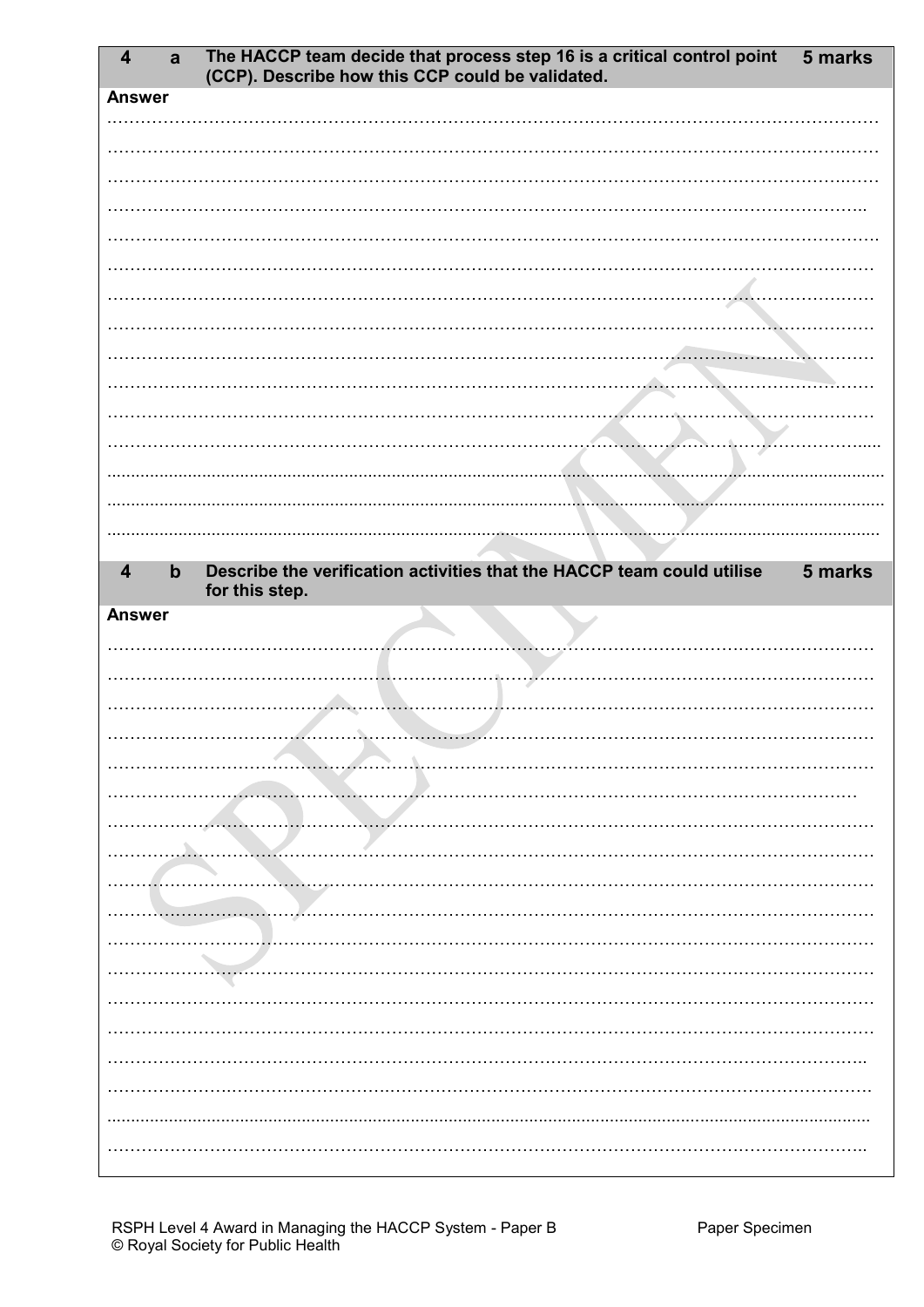| 4 | a | The HACCP team decide that process step 16 is a critical control point (CCP). Describe how this CCP could be validated. | 5 marks |
|---|---|---|---|

**Answer**

…………………………………………………………………………………………………………………

…………………………………………………………………………………………………………………

…………………………………………………………………………………………………………………

…………………………………………………………………………………………………………………

…………………………………………………………………………………………………………………

…………………………………………………………………………………………………………………

…………………………………………………………………………………………………………………

…………………………………………………………………………………………………………………

…………………………………………………………………………………………………………………

…………………………………………………………………………………………………………………

…………………………………………………………………………………………………………………

…………………………………………………………………………………………………………………

…………………………………………………………………………………………………………………

…………………………………………………………………………………………………………………

…………………………………………………………………………………………………………………

| 4 | b | Describe the verification activities that the HACCP team could utilise for this step. | 5 marks |
|---|---|---|---|

**Answer**

…………………………………………………………………………………………………………………

…………………………………………………………………………………………………………………

…………………………………………………………………………………………………………………

…………………………………………………………………………………………………………………

…………………………………………………………………………………………………………………

…………………………………………………………………………………………………………………

…………………………………………………………………………………………………………………

…………………………………………………………………………………………………………………

…………………………………………………………………………………………………………………

…………………………………………………………………………………………………………………

…………………………………………………………………………………………………………………

…………………………………………………………………………………………………………………

…………………………………………………………………………………………………………………

…………………………………………………………………………………………………………………

…………………………………………………………………………………………………………………

…………………………………………………………………………………………………………………

…………………………………………………………………………………………………………………

…………………………………………………………………………………………………………………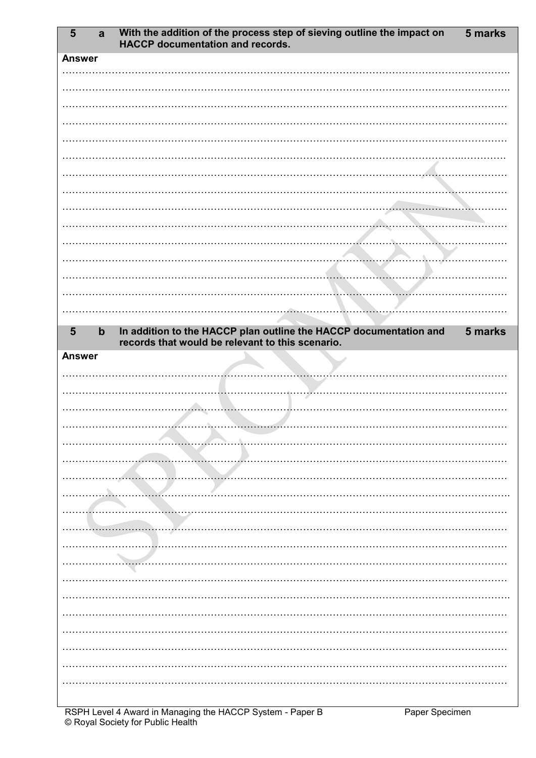| 5 | a | With the addition of the process step of sieving outline the impact on HACCP documentation and records. | 5 marks |
|---|---|---|---|

**Answer**

……………………………………………………………………………………………………………………

……………………………………………………………………………………………………………………

……………………………………………………………………………………………………………………

……………………………………………………………………………………………………………………

……………………………………………………………………………………………………………………

……………………………………………………………………………………………………………………

……………………………………………………………………………………………………………………

……………………………………………………………………………………………………………………

……………………………………………………………………………………………………………………

……………………………………………………………………………………………………………………

……………………………………………………………………………………………………………………

……………………………………………………………………………………………………………………

……………………………………………………………………………………………………………………

……………………………………………………………………………………………………………………

……………………………………………………………………………………………………………………

| 5 | b | In addition to the HACCP plan outline the HACCP documentation and records that would be relevant to this scenario. | 5 marks |
|---|---|---|---|

**Answer**

……………………………………………………………………………………………………………………

……………………………………………………………………………………………………………………

……………………………………………………………………………………………………………………

……………………………………………………………………………………………………………………

……………………………………………………………………………………………………………………

……………………………………………………………………………………………………………………

……………………………………………………………………………………………………………………

……………………………………………………………………………………………………………………

……………………………………………………………………………………………………………………

……………………………………………………………………………………………………………………

……………………………………………………………………………………………………………………

……………………………………………………………………………………………………………………

……………………………………………………………………………………………………………………

……………………………………………………………………………………………………………………

……………………………………………………………………………………………………………………

……………………………………………………………………………………………………………………

……………………………………………………………………………………………………………………

……………………………………………………………………………………………………………………

……………………………………………………………………………………………………………………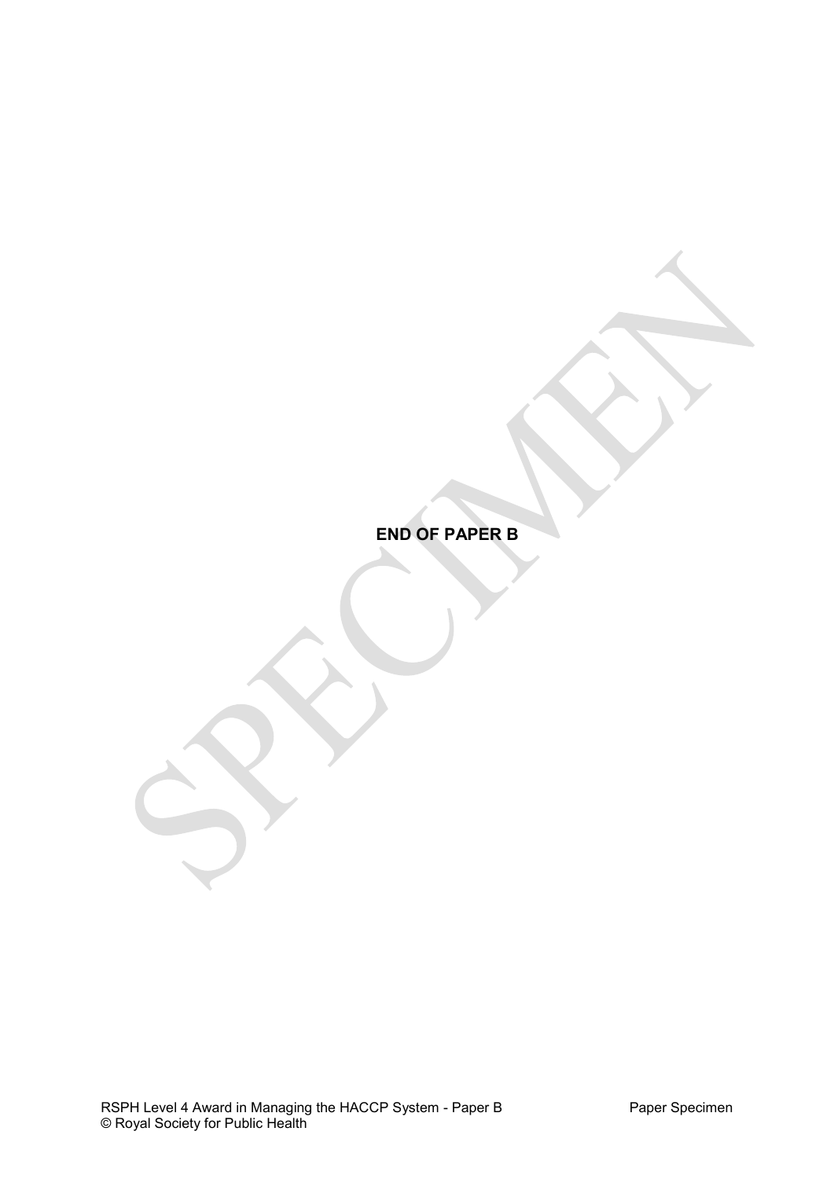**END OF PAPER B**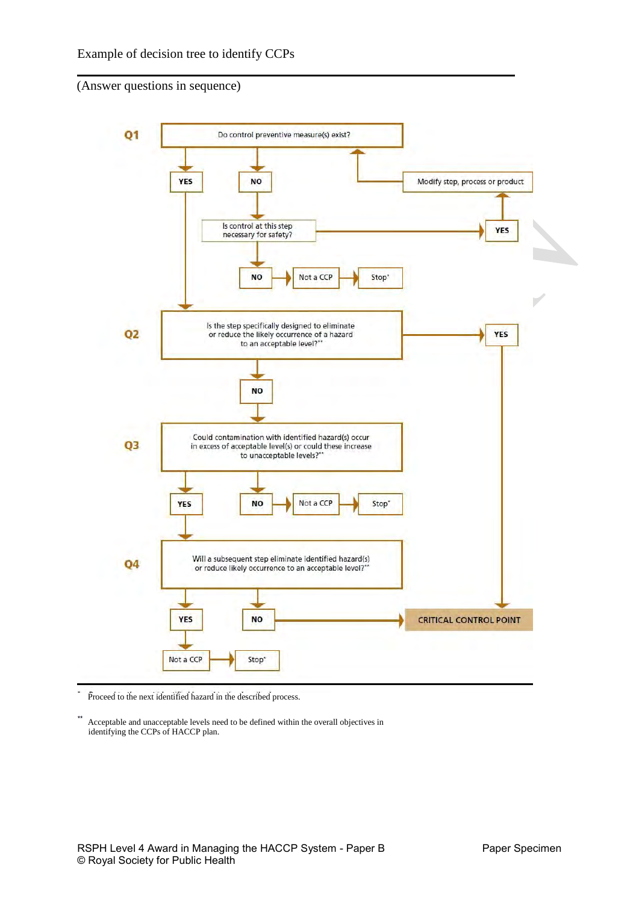Example of decision tree to identify CCPs

(Answer questions in sequence)

**Q1** Do control preventive measure(s) exist?

- **YES** → go to Q2
- **NO** → Is control at this step necessary for safety?
  - **YES** → Modify step, process or product → return to Q1
  - **NO** → Not a CCP → Stop*

**Q2** Is the step specifically designed to eliminate or reduce the likely occurrence of a hazard to an acceptable level?**

- **YES** → CRITICAL CONTROL POINT
- **NO** → go to Q3

**Q3** Could contamination with identified hazard(s) occur in excess of acceptable level(s) or could these increase to unacceptable levels?**

- **YES** → go to Q4
- **NO** → Not a CCP → Stop*

**Q4** Will a subsequent step eliminate identified hazard(s) or reduce likely occurrence to an acceptable level?**

- **YES** → Not a CCP → Stop*
- **NO** → CRITICAL CONTROL POINT

---

* Proceed to the next identified hazard in the described process.

** Acceptable and unacceptable levels need to be defined within the overall objectives in identifying the CCPs of HACCP plan.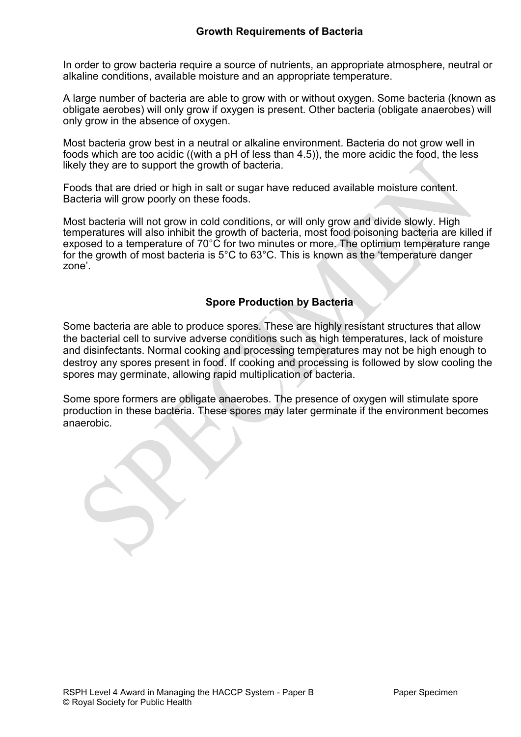## Growth Requirements of Bacteria

In order to grow bacteria require a source of nutrients, an appropriate atmosphere, neutral or alkaline conditions, available moisture and an appropriate temperature.

A large number of bacteria are able to grow with or without oxygen. Some bacteria (known as obligate aerobes) will only grow if oxygen is present. Other bacteria (obligate anaerobes) will only grow in the absence of oxygen.

Most bacteria grow best in a neutral or alkaline environment. Bacteria do not grow well in foods which are too acidic ((with a pH of less than 4.5)), the more acidic the food, the less likely they are to support the growth of bacteria.

Foods that are dried or high in salt or sugar have reduced available moisture content. Bacteria will grow poorly on these foods.

Most bacteria will not grow in cold conditions, or will only grow and divide slowly. High temperatures will also inhibit the growth of bacteria, most food poisoning bacteria are killed if exposed to a temperature of 70°C for two minutes or more. The optimum temperature range for the growth of most bacteria is 5°C to 63°C. This is known as the 'temperature danger zone'.

## Spore Production by Bacteria

Some bacteria are able to produce spores. These are highly resistant structures that allow the bacterial cell to survive adverse conditions such as high temperatures, lack of moisture and disinfectants. Normal cooking and processing temperatures may not be high enough to destroy any spores present in food. If cooking and processing is followed by slow cooling the spores may germinate, allowing rapid multiplication of bacteria.

Some spore formers are obligate anaerobes. The presence of oxygen will stimulate spore production in these bacteria. These spores may later germinate if the environment becomes anaerobic.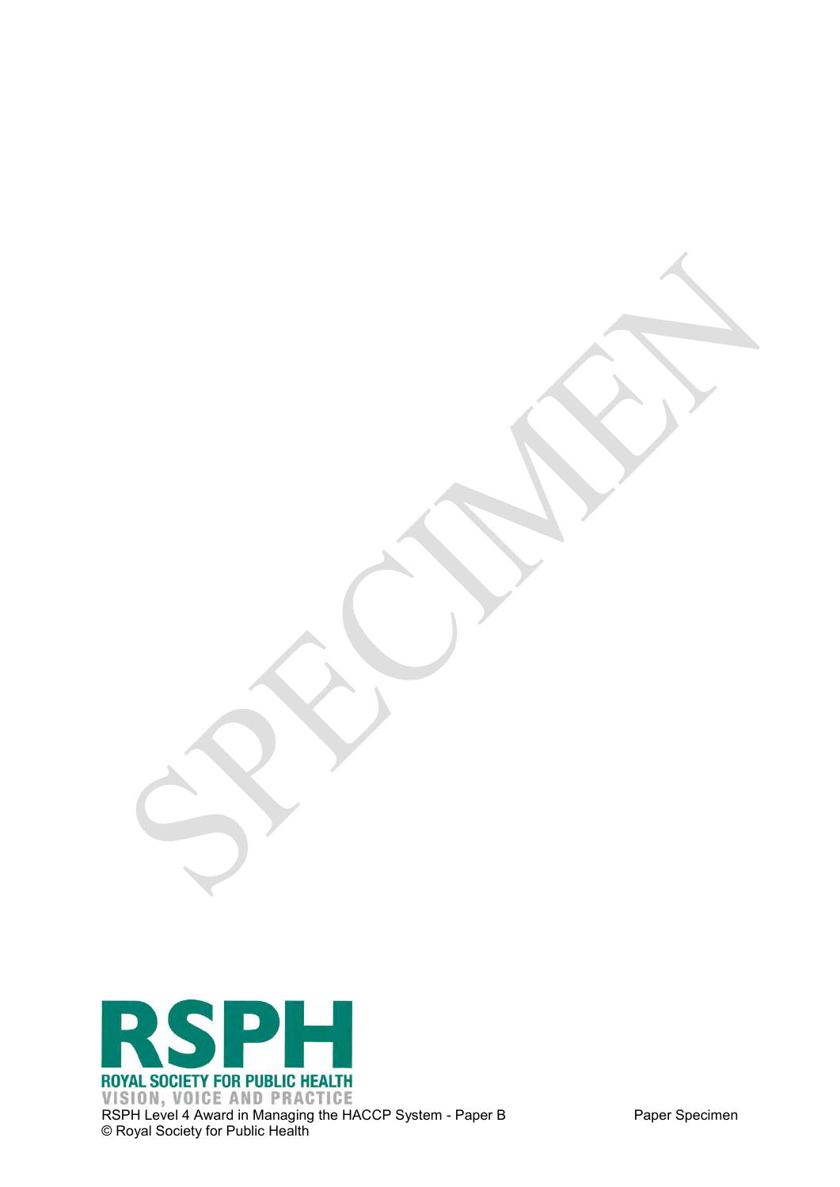**RSPH**

ROYAL SOCIETY FOR PUBLIC HEALTH

VISION, VOICE AND PRACTICE